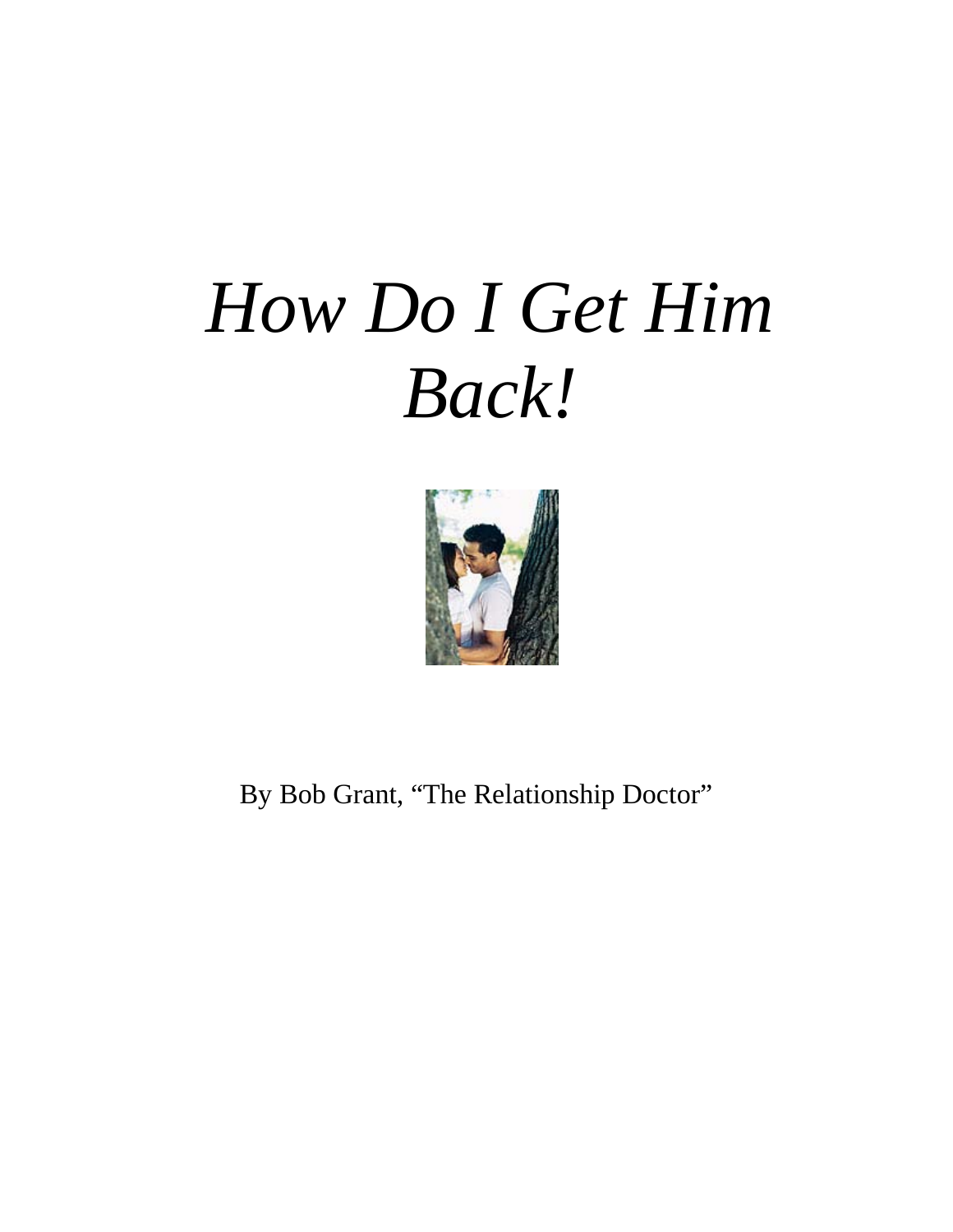# *How Do I Get Him Back!*

By Bob Grant, "The Relationship Doctor"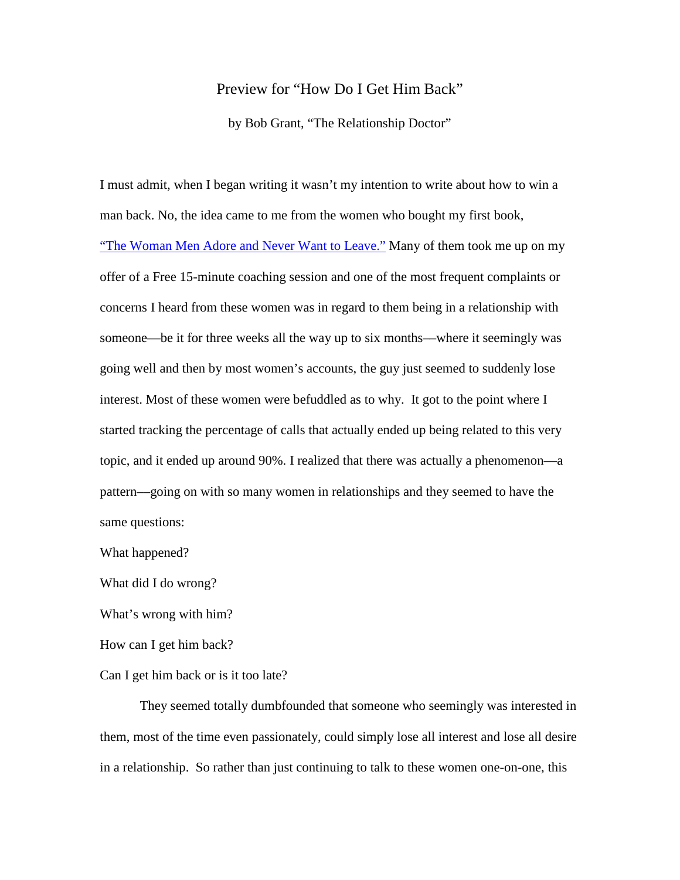Preview for “How Do I Get Him Back”

by Bob Grant, “The Relationship Doctor”

I must admit, when I began writing it wasn’t my intention to write about how to win a man back. No, the idea came to me from the women who bought my first book, “The Woman Men Adore and Never Want to Leave.” Many of them took me up on my offer of a Free 15-minute coaching session and one of the most frequent complaints or concerns I heard from these women was in regard to them being in a relationship with someone—be it for three weeks all the way up to six months—where it seemingly was going well and then by most women’s accounts, the guy just seemed to suddenly lose interest. Most of these women were befuddled as to why. It got to the point where I started tracking the percentage of calls that actually ended up being related to this very topic, and it ended up around 90%. I realized that there was actually a phenomenon—a pattern—going on with so many women in relationships and they seemed to have the same questions:

What happened?

What did I do wrong?

What’s wrong with him?

How can I get him back?

Can I get him back or is it too late?

They seemed totally dumbfounded that someone who seemingly was interested in them, most of the time even passionately, could simply lose all interest and lose all desire in a relationship. So rather than just continuing to talk to these women one-on-one, this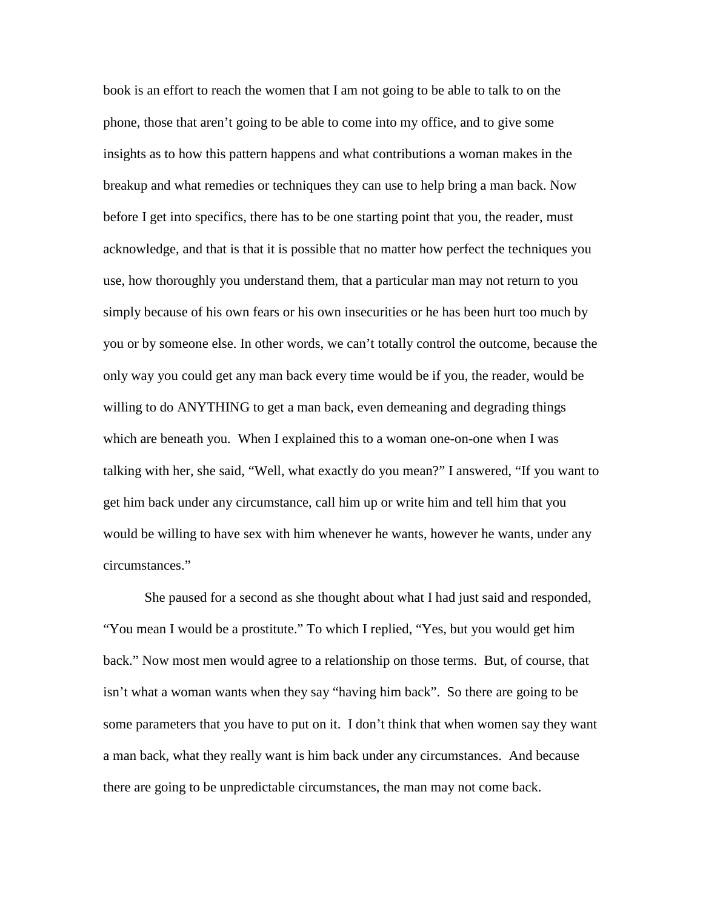book is an effort to reach the women that I am not going to be able to talk to on the phone, those that aren't going to be able to come into my office, and to give some insights as to how this pattern happens and what contributions a woman makes in the breakup and what remedies or techniques they can use to help bring a man back. Now before I get into specifics, there has to be one starting point that you, the reader, must acknowledge, and that is that it is possible that no matter how perfect the techniques you use, how thoroughly you understand them, that a particular man may not return to you simply because of his own fears or his own insecurities or he has been hurt too much by you or by someone else. In other words, we can't totally control the outcome, because the only way you could get any man back every time would be if you, the reader, would be willing to do ANYTHING to get a man back, even demeaning and degrading things which are beneath you. When I explained this to a woman one-on-one when I was talking with her, she said, "Well, what exactly do you mean?" I answered, "If you want to get him back under any circumstance, call him up or write him and tell him that you would be willing to have sex with him whenever he wants, however he wants, under any circumstances."

She paused for a second as she thought about what I had just said and responded, "You mean I would be a prostitute." To which I replied, "Yes, but you would get him back." Now most men would agree to a relationship on those terms. But, of course, that isn't what a woman wants when they say "having him back". So there are going to be some parameters that you have to put on it. I don't think that when women say they want a man back, what they really want is him back under any circumstances. And because there are going to be unpredictable circumstances, the man may not come back.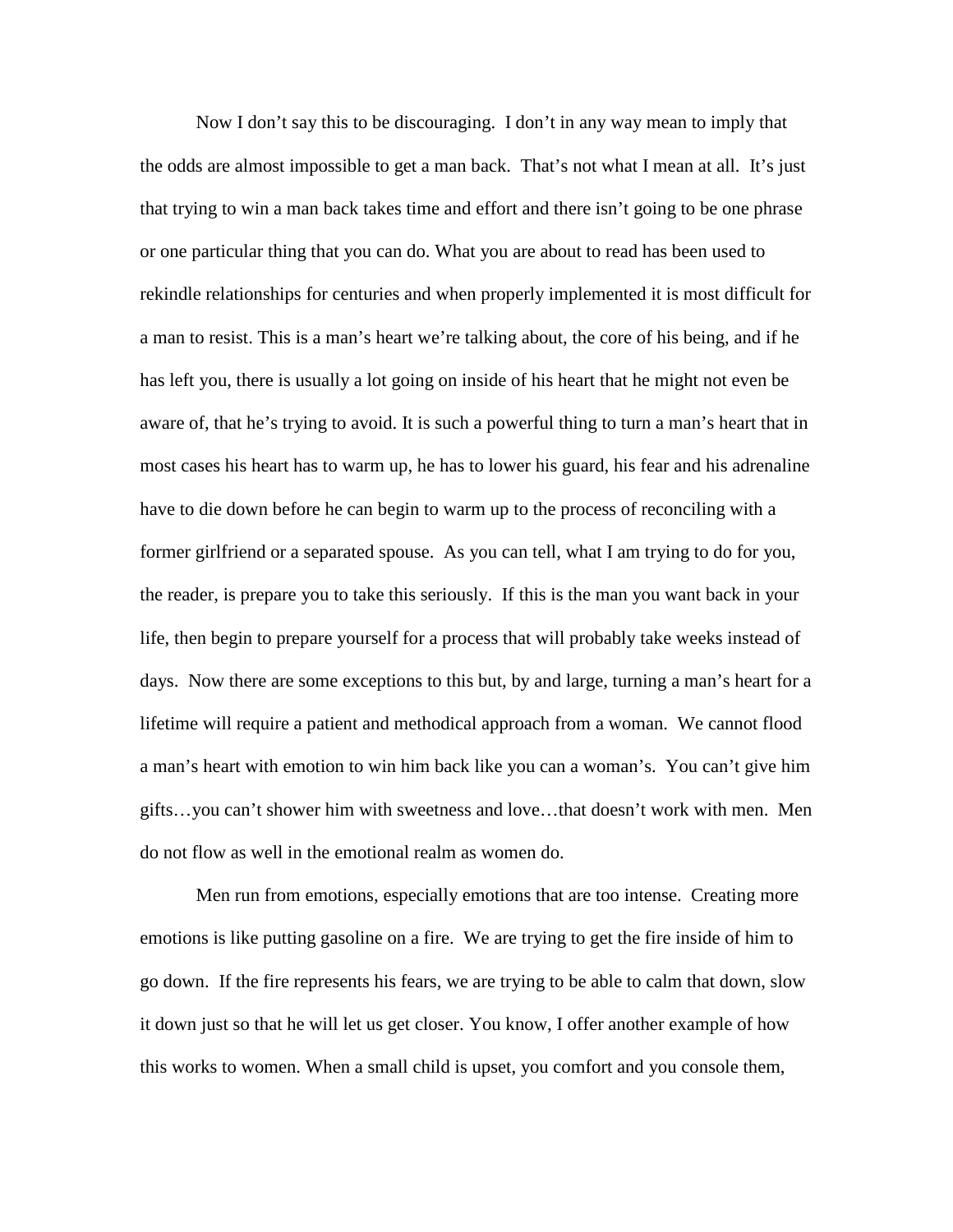Now I don't say this to be discouraging. I don't in any way mean to imply that the odds are almost impossible to get a man back. That's not what I mean at all. It's just that trying to win a man back takes time and effort and there isn't going to be one phrase or one particular thing that you can do. What you are about to read has been used to rekindle relationships for centuries and when properly implemented it is most difficult for a man to resist. This is a man's heart we're talking about, the core of his being, and if he has left you, there is usually a lot going on inside of his heart that he might not even be aware of, that he's trying to avoid. It is such a powerful thing to turn a man's heart that in most cases his heart has to warm up, he has to lower his guard, his fear and his adrenaline have to die down before he can begin to warm up to the process of reconciling with a former girlfriend or a separated spouse. As you can tell, what I am trying to do for you, the reader, is prepare you to take this seriously. If this is the man you want back in your life, then begin to prepare yourself for a process that will probably take weeks instead of days. Now there are some exceptions to this but, by and large, turning a man's heart for a lifetime will require a patient and methodical approach from a woman. We cannot flood a man's heart with emotion to win him back like you can a woman's. You can't give him gifts…you can't shower him with sweetness and love…that doesn't work with men. Men do not flow as well in the emotional realm as women do.

Men run from emotions, especially emotions that are too intense. Creating more emotions is like putting gasoline on a fire. We are trying to get the fire inside of him to go down. If the fire represents his fears, we are trying to be able to calm that down, slow it down just so that he will let us get closer. You know, I offer another example of how this works to women. When a small child is upset, you comfort and you console them,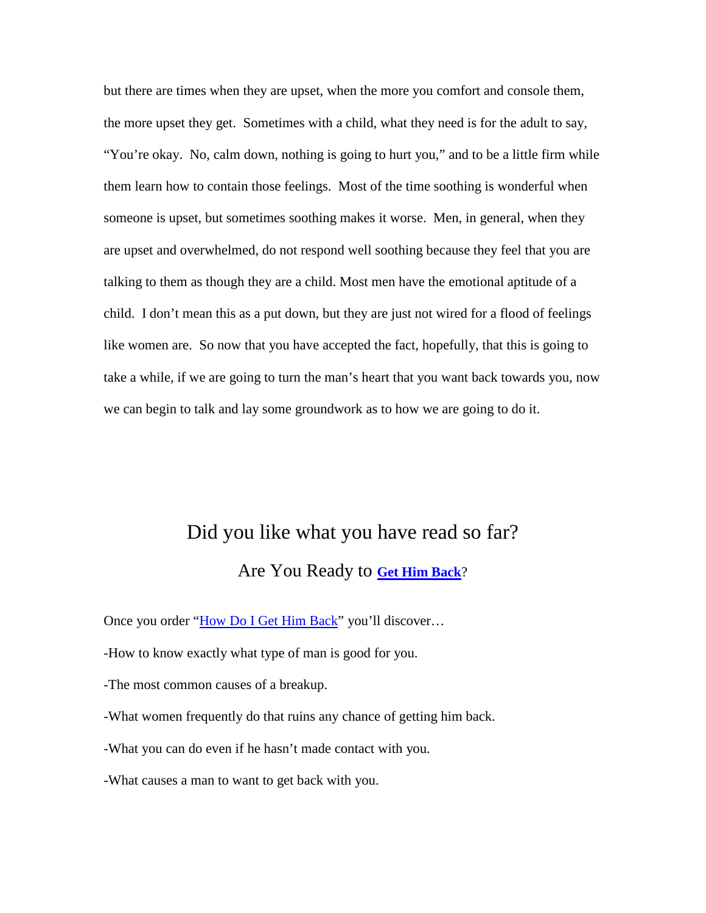but there are times when they are upset, when the more you comfort and console them, the more upset they get. Sometimes with a child, what they need is for the adult to say, "You're okay. No, calm down, nothing is going to hurt you," and to be a little firm while them learn how to contain those feelings. Most of the time soothing is wonderful when someone is upset, but sometimes soothing makes it worse. Men, in general, when they are upset and overwhelmed, do not respond well soothing because they feel that you are talking to them as though they are a child. Most men have the emotional aptitude of a child. I don't mean this as a put down, but they are just not wired for a flood of feelings like women are. So now that you have accepted the fact, hopefully, that this is going to take a while, if we are going to turn the man's heart that you want back towards you, now we can begin to talk and lay some groundwork as to how we are going to do it.

## Did you like what you have read so far?

### Are You Ready to **Get Him Back**?

Once you order "How Do I Get Him Back" you'll discover…

-How to know exactly what type of man is good for you.

-The most common causes of a breakup.

-What women frequently do that ruins any chance of getting him back.

-What you can do even if he hasn't made contact with you.

-What causes a man to want to get back with you.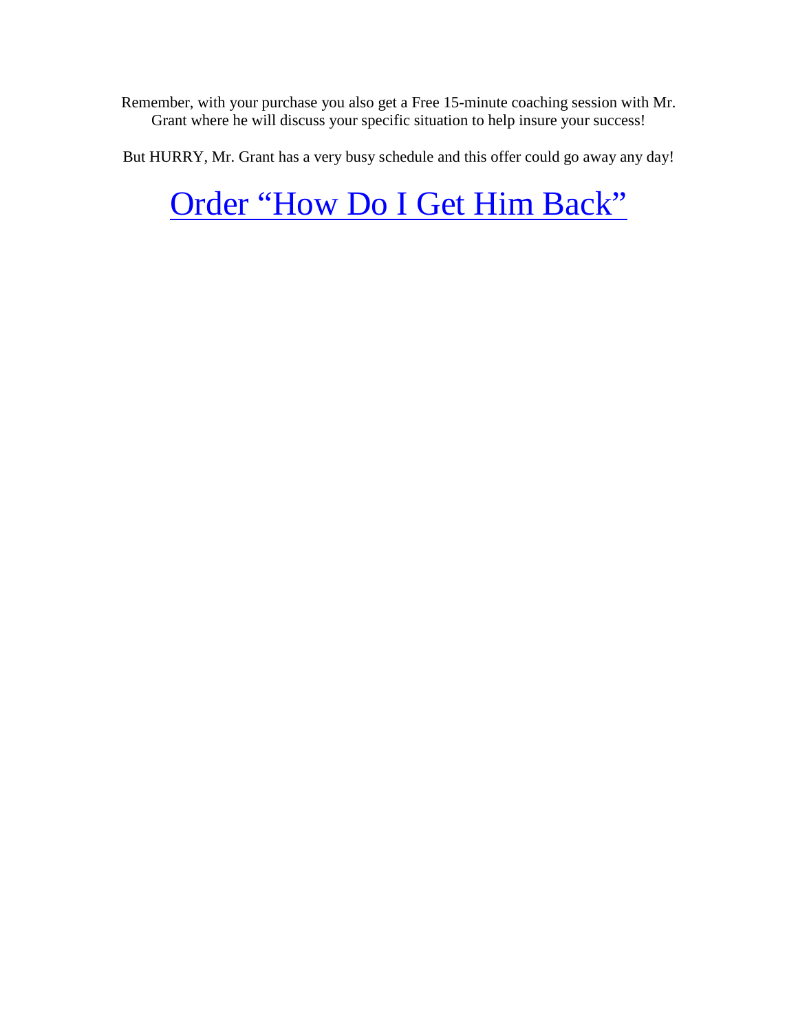Remember, with your purchase you also get a Free 15-minute coaching session with Mr. Grant where he will discuss your specific situation to help insure your success!

But HURRY, Mr. Grant has a very busy schedule and this offer could go away any day!

## Order "How Do I Get Him Back"